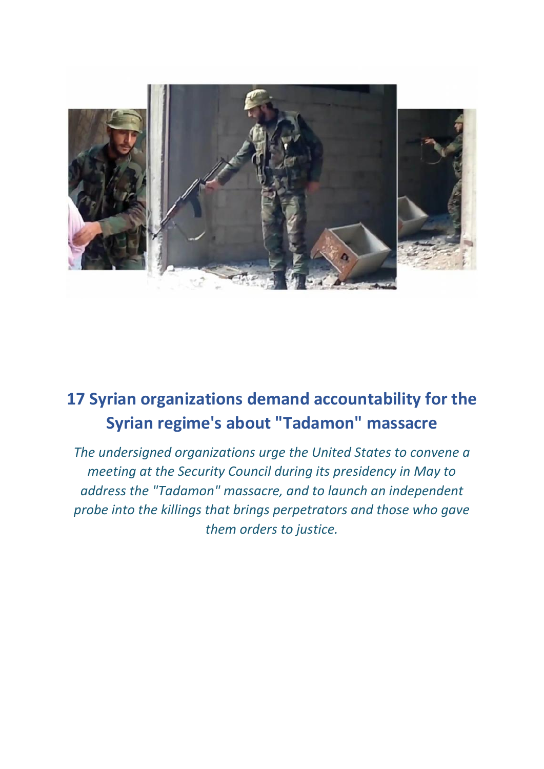# 17 Syrian organizations demand accountability for the Syrian regime's about "Tadamon" massacre

*The undersigned organizations urge the United States to convene a meeting at the Security Council during its presidency in May to address the "Tadamon" massacre, and to launch an independent probe into the killings that brings perpetrators and those who gave them orders to justice.*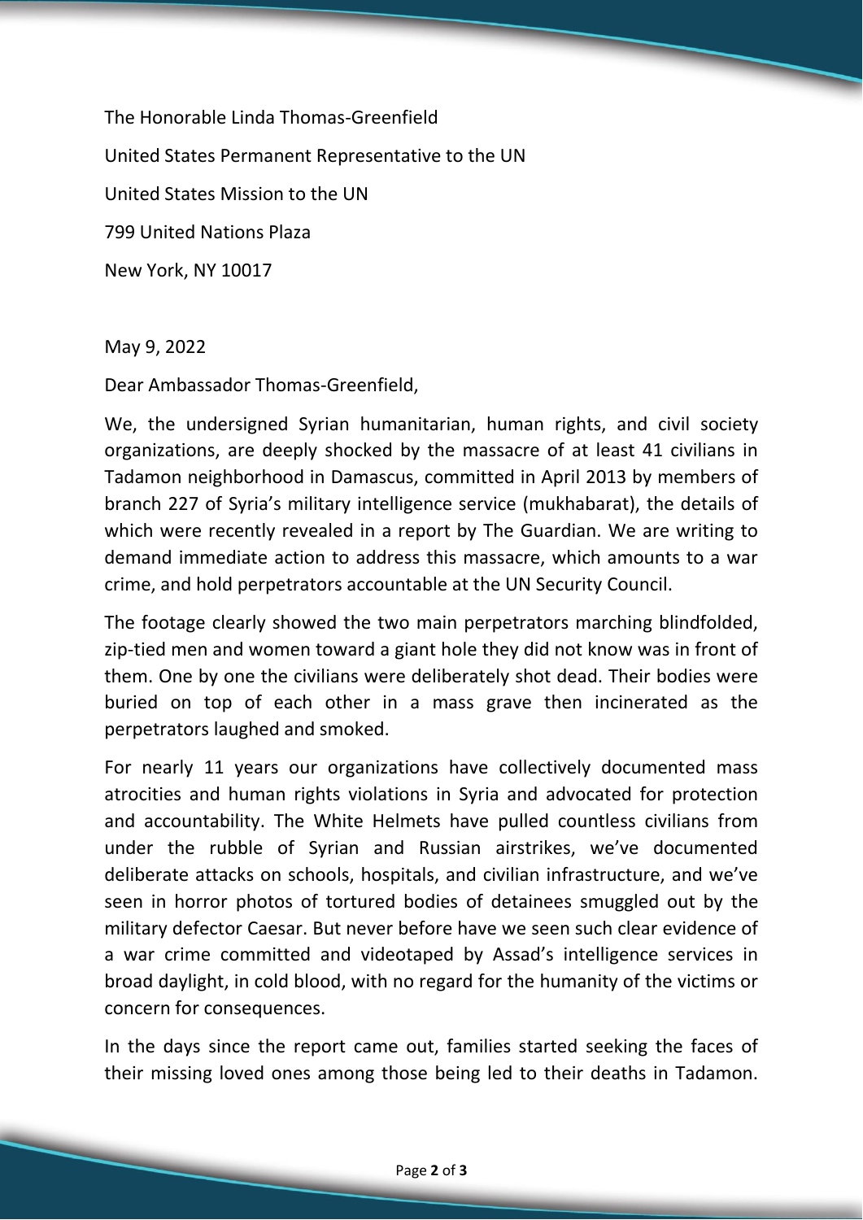The Honorable Linda Thomas-Greenfield

United States Permanent Representative to the UN

United States Mission to the UN

799 United Nations Plaza

New York, NY 10017

May 9, 2022

Dear Ambassador Thomas-Greenfield,

We, the undersigned Syrian humanitarian, human rights, and civil society organizations, are deeply shocked by the massacre of at least 41 civilians in Tadamon neighborhood in Damascus, committed in April 2013 by members of branch 227 of Syria's military intelligence service (mukhabarat), the details of which were recently revealed in a report by The Guardian. We are writing to demand immediate action to address this massacre, which amounts to a war crime, and hold perpetrators accountable at the UN Security Council.

The footage clearly showed the two main perpetrators marching blindfolded, zip-tied men and women toward a giant hole they did not know was in front of them. One by one the civilians were deliberately shot dead. Their bodies were buried on top of each other in a mass grave then incinerated as the perpetrators laughed and smoked.

For nearly 11 years our organizations have collectively documented mass atrocities and human rights violations in Syria and advocated for protection and accountability. The White Helmets have pulled countless civilians from under the rubble of Syrian and Russian airstrikes, we've documented deliberate attacks on schools, hospitals, and civilian infrastructure, and we've seen in horror photos of tortured bodies of detainees smuggled out by the military defector Caesar. But never before have we seen such clear evidence of a war crime committed and videotaped by Assad's intelligence services in broad daylight, in cold blood, with no regard for the humanity of the victims or concern for consequences.

In the days since the report came out, families started seeking the faces of their missing loved ones among those being led to their deaths in Tadamon.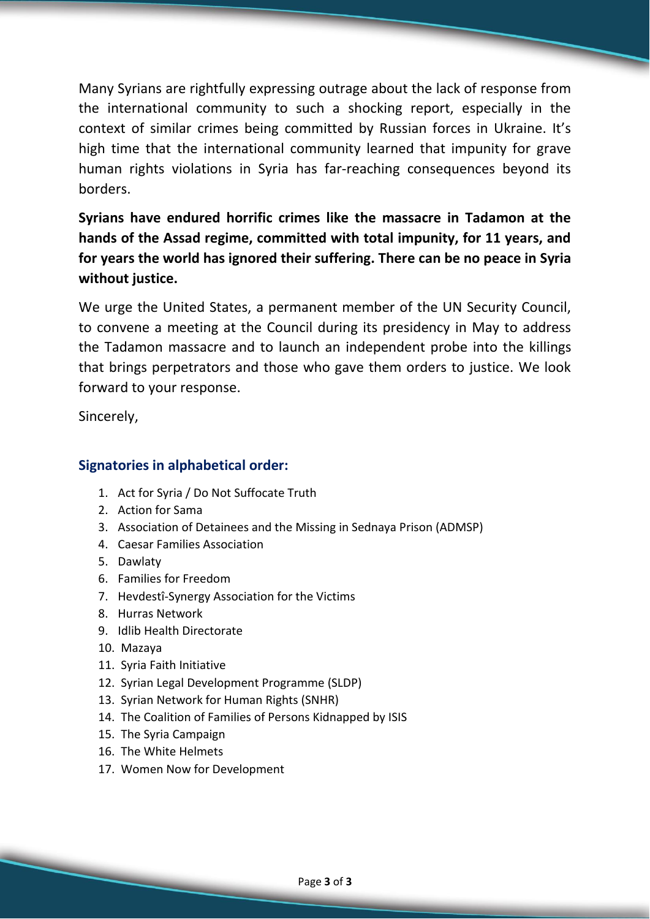Many Syrians are rightfully expressing outrage about the lack of response from the international community to such a shocking report, especially in the context of similar crimes being committed by Russian forces in Ukraine. It's high time that the international community learned that impunity for grave human rights violations in Syria has far-reaching consequences beyond its borders.

**Syrians have endured horrific crimes like the massacre in Tadamon at the hands of the Assad regime, committed with total impunity, for 11 years, and for years the world has ignored their suffering. There can be no peace in Syria without justice.**

We urge the United States, a permanent member of the UN Security Council, to convene a meeting at the Council during its presidency in May to address the Tadamon massacre and to launch an independent probe into the killings that brings perpetrators and those who gave them orders to justice. We look forward to your response.

Sincerely,

### Signatories in alphabetical order:

1. Act for Syria / Do Not Suffocate Truth
2. Action for Sama
3. Association of Detainees and the Missing in Sednaya Prison (ADMSP)
4. Caesar Families Association
5. Dawlaty
6. Families for Freedom
7. Hevdestî-Synergy Association for the Victims
8. Hurras Network
9. Idlib Health Directorate
10. Mazaya
11. Syria Faith Initiative
12. Syrian Legal Development Programme (SLDP)
13. Syrian Network for Human Rights (SNHR)
14. The Coalition of Families of Persons Kidnapped by ISIS
15. The Syria Campaign
16. The White Helmets
17. Women Now for Development